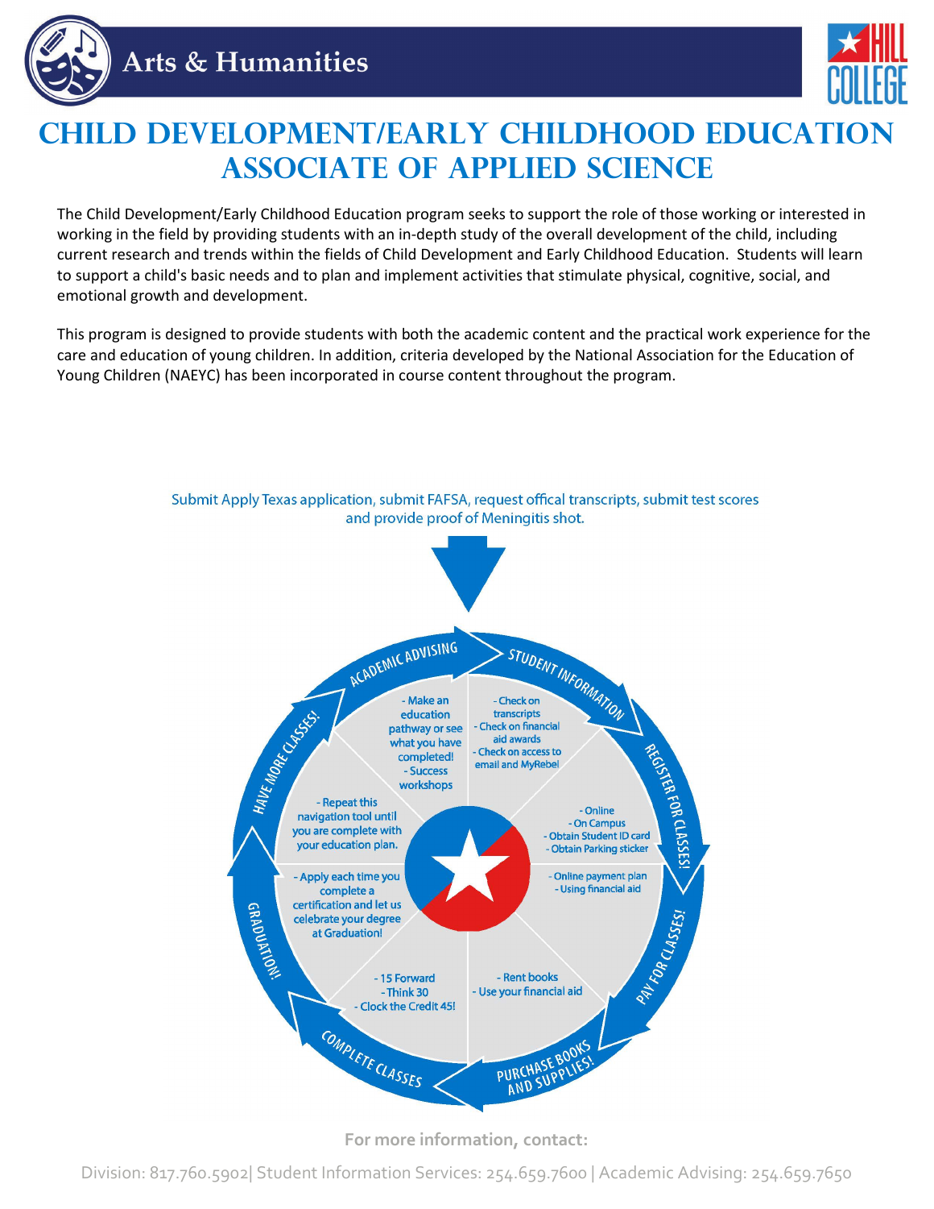Arts & Humanities

# CHILD DEVELOPMENT/EARLY CHILDHOOD EDUCATION ASSOCIATE OF APPLIED SCIENCE

The Child Development/Early Childhood Education program seeks to support the role of those working or interested in working in the field by providing students with an in-depth study of the overall development of the child, including current research and trends within the fields of Child Development and Early Childhood Education. Students will learn to support a child's basic needs and to plan and implement activities that stimulate physical, cognitive, social, and emotional growth and development.

This program is designed to provide students with both the academic content and the practical work experience for the care and education of young children. In addition, criteria developed by the National Association for the Education of Young Children (NAEYC) has been incorporated in course content throughout the program.

Submit Apply Texas application, submit FAFSA, request offical transcripts, submit test scores and provide proof of Meningitis shot.

**ACADEMIC ADVISING**
- Make an education pathway or see what you have completed!
- Success workshops

**STUDENT INFORMATION**
- Check on transcripts
- Check on financial aid awards
- Check on access to email and MyRebel

**REGISTER FOR CLASSES!**
- Online
- On Campus
- Obtain Student ID card
- Obtain Parking sticker

**PAY FOR CLASSES!**
- Online payment plan
- Using financial aid

**PURCHASE BOOKS AND SUPPLIES!**
- Rent books
- Use your financial aid

**COMPLETE CLASSES**
- 15 Forward
- Think 30
- Clock the Credit 45!

**GRADUATION!**
- Apply each time you complete a certification and let us celebrate your degree at Graduation!

**HAVE MORE CLASSES!**
- Repeat this navigation tool until you are complete with your education plan.

For more information, contact:

Division: 817.760.5902| Student Information Services: 254.659.7600 | Academic Advising: 254.659.7650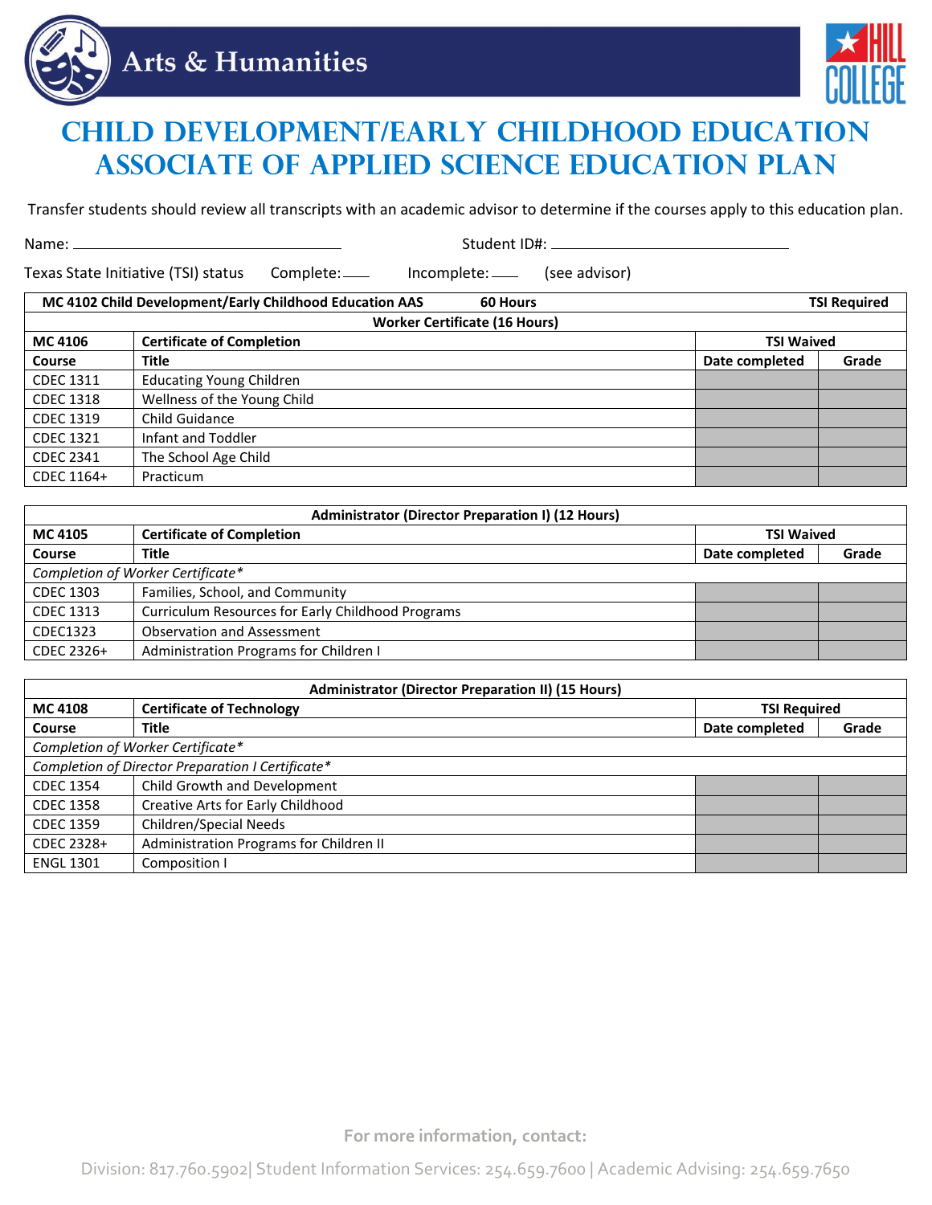Arts & Humanities

# CHILD DEVELOPMENT/EARLY CHILDHOOD EDUCATION ASSOCIATE OF APPLIED SCIENCE EDUCATION PLAN

Transfer students should review all transcripts with an academic advisor to determine if the courses apply to this education plan.

Name: ______________________ Student ID#: ______________________

Texas State Initiative (TSI) status Complete: ____ Incomplete: ____ (see advisor)

| MC 4102 Child Development/Early Childhood Education AAS | 60 Hours | TSI Required | |
|---|---|---|---|
| Worker Certificate (16 Hours) | | | |
| **MC 4106** | **Certificate of Completion** | **TSI Waived** | |
| **Course** | **Title** | **Date completed** | **Grade** |
| CDEC 1311 | Educating Young Children | | |
| CDEC 1318 | Wellness of the Young Child | | |
| CDEC 1319 | Child Guidance | | |
| CDEC 1321 | Infant and Toddler | | |
| CDEC 2341 | The School Age Child | | |
| CDEC 1164+ | Practicum | | |

| Administrator (Director Preparation I) (12 Hours) | | | |
|---|---|---|---|
| **MC 4105** | **Certificate of Completion** | **TSI Waived** | |
| **Course** | **Title** | **Date completed** | **Grade** |
| *Completion of Worker Certificate** | | | |
| CDEC 1303 | Families, School, and Community | | |
| CDEC 1313 | Curriculum Resources for Early Childhood Programs | | |
| CDEC1323 | Observation and Assessment | | |
| CDEC 2326+ | Administration Programs for Children I | | |

| Administrator (Director Preparation II) (15 Hours) | | | |
|---|---|---|---|
| **MC 4108** | **Certificate of Technology** | **TSI Required** | |
| **Course** | **Title** | **Date completed** | **Grade** |
| *Completion of Worker Certificate** | | | |
| *Completion of Director Preparation I Certificate** | | | |
| CDEC 1354 | Child Growth and Development | | |
| CDEC 1358 | Creative Arts for Early Childhood | | |
| CDEC 1359 | Children/Special Needs | | |
| CDEC 2328+ | Administration Programs for Children II | | |
| ENGL 1301 | Composition I | | |

**For more information, contact:**

Division: 817.760.5902| Student Information Services: 254.659.7600 | Academic Advising: 254.659.7650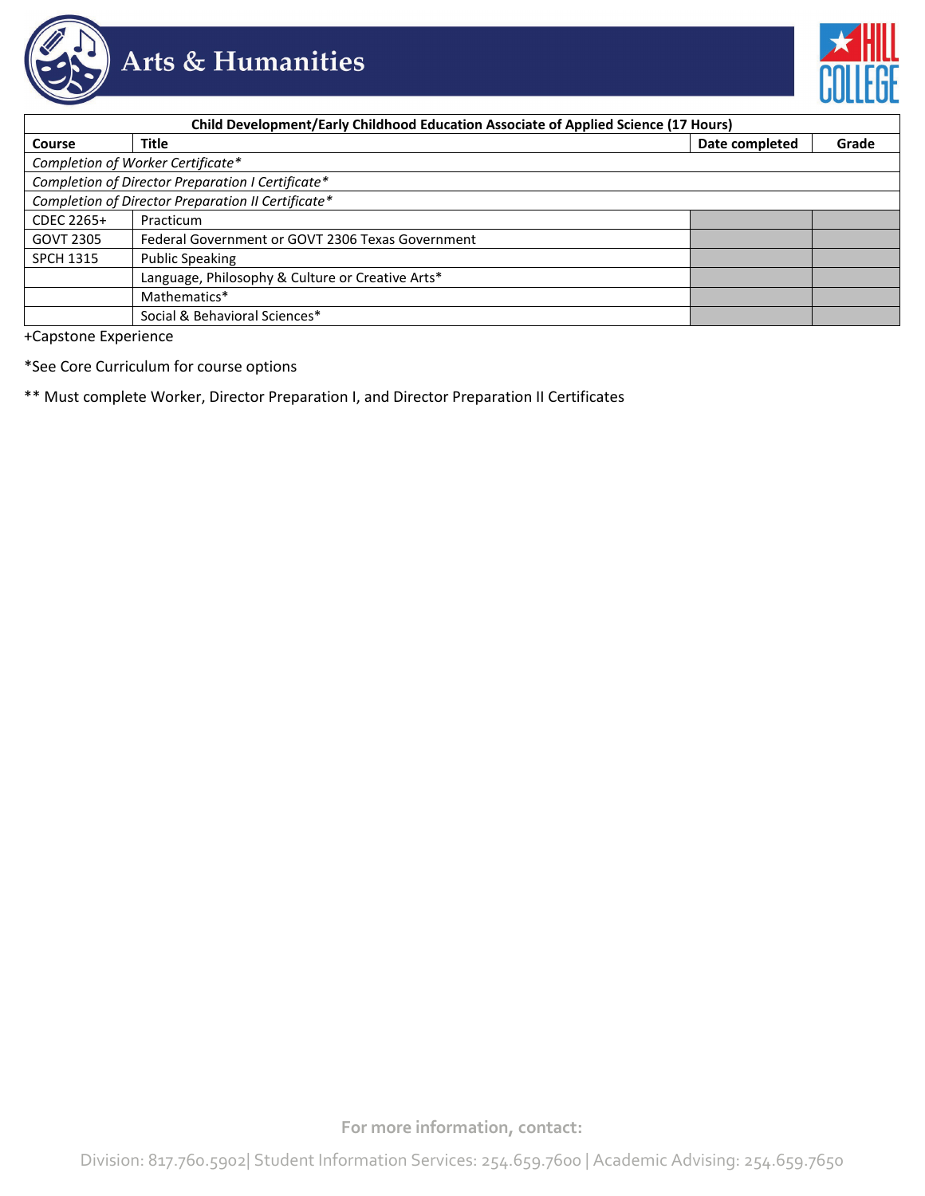| Child Development/Early Childhood Education Associate of Applied Science (17 Hours) | | | |
|---|---|---|---|
| **Course** | **Title** | **Date completed** | **Grade** |
| *Completion of Worker Certificate** | | | |
| *Completion of Director Preparation I Certificate** | | | |
| *Completion of Director Preparation II Certificate** | | | |
| CDEC 2265+ | Practicum | | |
| GOVT 2305 | Federal Government or GOVT 2306 Texas Government | | |
| SPCH 1315 | Public Speaking | | |
| | Language, Philosophy & Culture or Creative Arts* | | |
| | Mathematics* | | |
| | Social & Behavioral Sciences* | | |

+Capstone Experience

*See Core Curriculum for course options

** Must complete Worker, Director Preparation I, and Director Preparation II Certificates

**For more information, contact:**

Division: 817.760.5902| Student Information Services: 254.659.7600 | Academic Advising: 254.659.7650